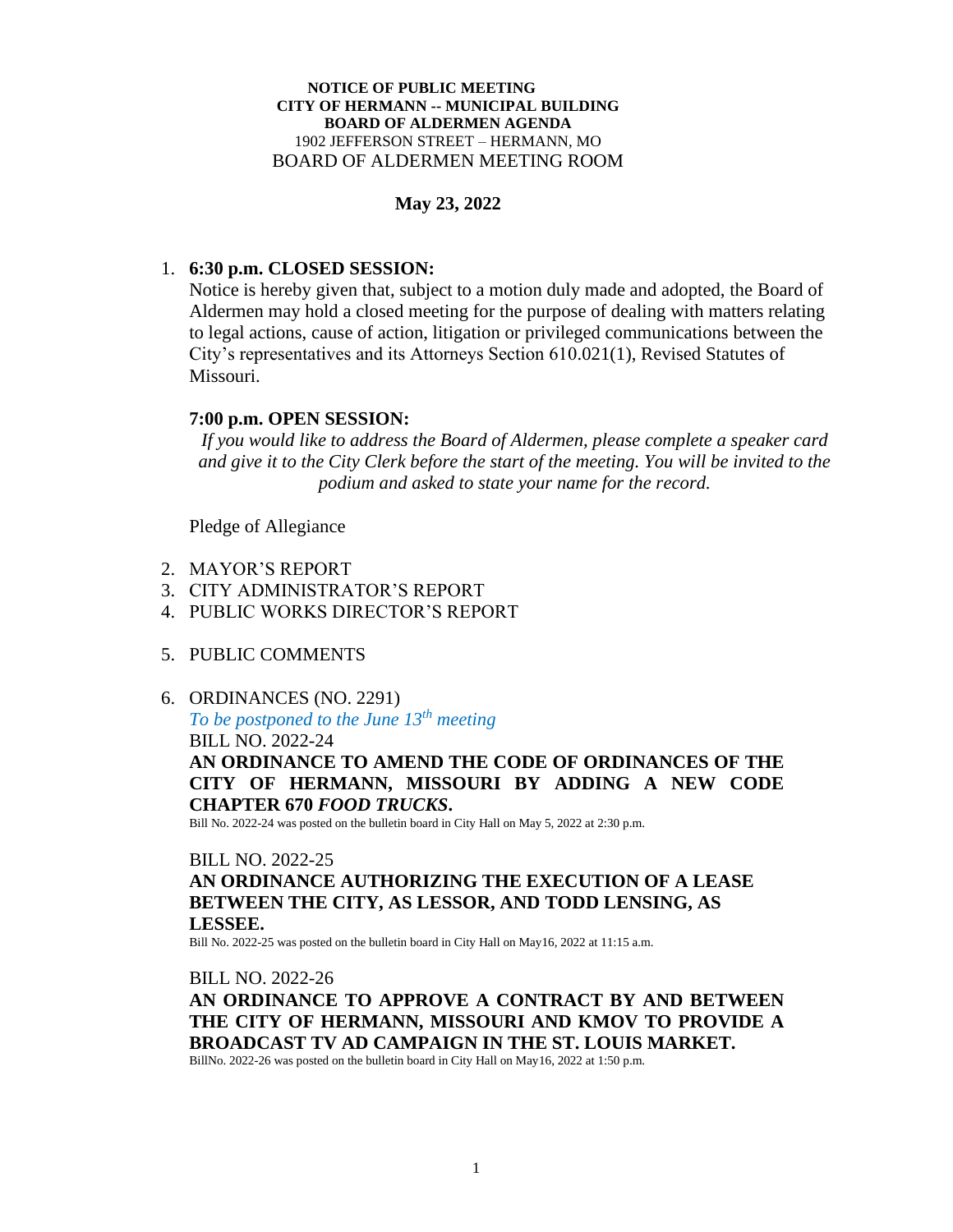**NOTICE OF PUBLIC MEETING**
**CITY OF HERMANN -- MUNICIPAL BUILDING**
**BOARD OF ALDERMEN AGENDA**
1902 JEFFERSON STREET – HERMANN, MO
BOARD OF ALDERMEN MEETING ROOM

**May 23, 2022**

1. **6:30 p.m. CLOSED SESSION:**
   Notice is hereby given that, subject to a motion duly made and adopted, the Board of Aldermen may hold a closed meeting for the purpose of dealing with matters relating to legal actions, cause of action, litigation or privileged communications between the City's representatives and its Attorneys Section 610.021(1), Revised Statutes of Missouri.

   **7:00 p.m. OPEN SESSION:**
   *If you would like to address the Board of Aldermen, please complete a speaker card and give it to the City Clerk before the start of the meeting. You will be invited to the podium and asked to state your name for the record.*

   Pledge of Allegiance

2. MAYOR'S REPORT
3. CITY ADMINISTRATOR'S REPORT
4. PUBLIC WORKS DIRECTOR'S REPORT
5. PUBLIC COMMENTS
6. ORDINANCES (NO. 2291)

   *To be postponed to the June 13th meeting*

   BILL NO. 2022-24

   **AN ORDINANCE TO AMEND THE CODE OF ORDINANCES OF THE CITY OF HERMANN, MISSOURI BY ADDING A NEW CODE CHAPTER 670 *FOOD TRUCKS*.**

   Bill No. 2022-24 was posted on the bulletin board in City Hall on May 5, 2022 at 2:30 p.m.

   BILL NO. 2022-25

   **AN ORDINANCE AUTHORIZING THE EXECUTION OF A LEASE BETWEEN THE CITY, AS LESSOR, AND TODD LENSING, AS LESSEE.**

   Bill No. 2022-25 was posted on the bulletin board in City Hall on May16, 2022 at 11:15 a.m.

   BILL NO. 2022-26

   **AN ORDINANCE TO APPROVE A CONTRACT BY AND BETWEEN THE CITY OF HERMANN, MISSOURI AND KMOV TO PROVIDE A BROADCAST TV AD CAMPAIGN IN THE ST. LOUIS MARKET.**

   BillNo. 2022-26 was posted on the bulletin board in City Hall on May16, 2022 at 1:50 p.m.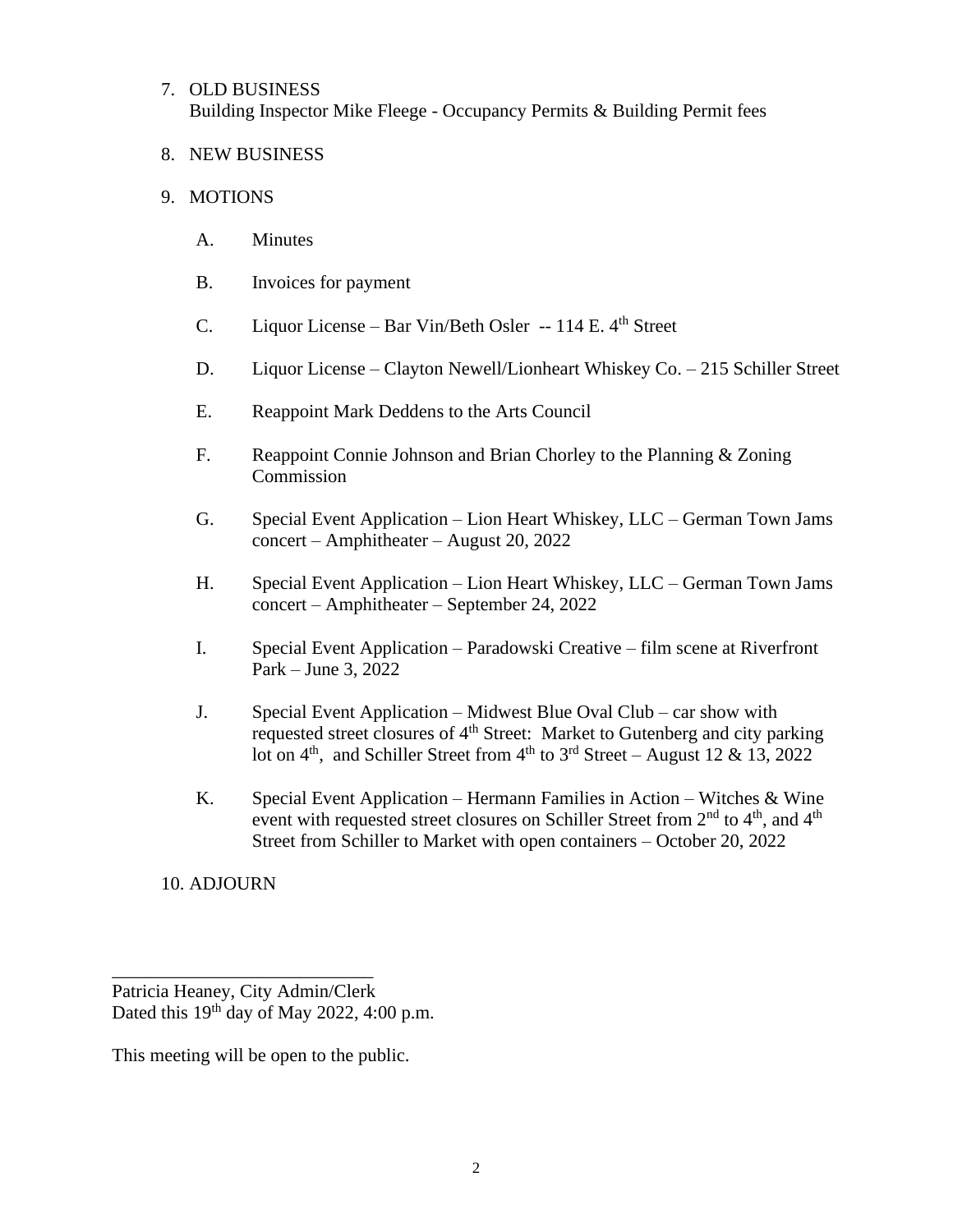7. OLD BUSINESS
   Building Inspector Mike Fleege - Occupancy Permits & Building Permit fees

8. NEW BUSINESS

9. MOTIONS

   A. Minutes

   B. Invoices for payment

   C. Liquor License – Bar Vin/Beth Osler -- 114 E. 4th Street

   D. Liquor License – Clayton Newell/Lionheart Whiskey Co. – 215 Schiller Street

   E. Reappoint Mark Deddens to the Arts Council

   F. Reappoint Connie Johnson and Brian Chorley to the Planning & Zoning Commission

   G. Special Event Application – Lion Heart Whiskey, LLC – German Town Jams concert – Amphitheater – August 20, 2022

   H. Special Event Application – Lion Heart Whiskey, LLC – German Town Jams concert – Amphitheater – September 24, 2022

   I. Special Event Application – Paradowski Creative – film scene at Riverfront Park – June 3, 2022

   J. Special Event Application – Midwest Blue Oval Club – car show with requested street closures of 4th Street: Market to Gutenberg and city parking lot on 4th, and Schiller Street from 4th to 3rd Street – August 12 & 13, 2022

   K. Special Event Application – Hermann Families in Action – Witches & Wine event with requested street closures on Schiller Street from 2nd to 4th, and 4th Street from Schiller to Market with open containers – October 20, 2022

10. ADJOURN

\_\_\_\_\_\_\_\_\_\_\_\_\_\_\_\_\_\_\_\_\_\_\_\_\_\_\_\_\_\_

Patricia Heaney, City Admin/Clerk
Dated this 19th day of May 2022, 4:00 p.m.

This meeting will be open to the public.